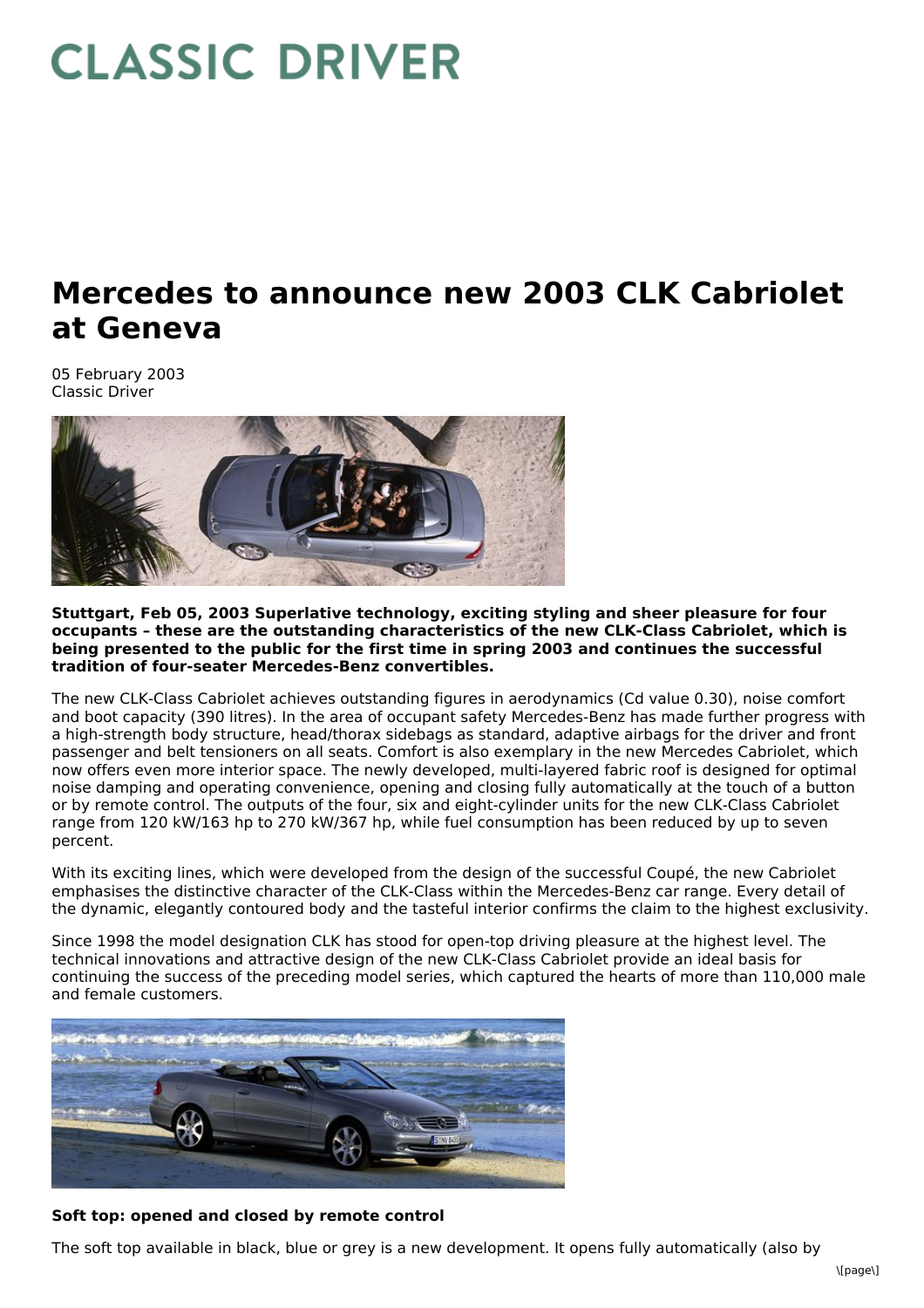# CLASSIC DRIVER

# Mercedes to announce new 2003 CLK Cabriolet at Geneva

05 February 2003
Classic Driver

**Stuttgart, Feb 05, 2003 Superlative technology, exciting styling and sheer pleasure for four occupants – these are the outstanding characteristics of the new CLK-Class Cabriolet, which is being presented to the public for the first time in spring 2003 and continues the successful tradition of four-seater Mercedes-Benz convertibles.**

The new CLK-Class Cabriolet achieves outstanding figures in aerodynamics (Cd value 0.30), noise comfort and boot capacity (390 litres). In the area of occupant safety Mercedes-Benz has made further progress with a high-strength body structure, head/thorax sidebags as standard, adaptive airbags for the driver and front passenger and belt tensioners on all seats. Comfort is also exemplary in the new Mercedes Cabriolet, which now offers even more interior space. The newly developed, multi-layered fabric roof is designed for optimal noise damping and operating convenience, opening and closing fully automatically at the touch of a button or by remote control. The outputs of the four, six and eight-cylinder units for the new CLK-Class Cabriolet range from 120 kW/163 hp to 270 kW/367 hp, while fuel consumption has been reduced by up to seven percent.

With its exciting lines, which were developed from the design of the successful Coupé, the new Cabriolet emphasises the distinctive character of the CLK-Class within the Mercedes-Benz car range. Every detail of the dynamic, elegantly contoured body and the tasteful interior confirms the claim to the highest exclusivity.

Since 1998 the model designation CLK has stood for open-top driving pleasure at the highest level. The technical innovations and attractive design of the new CLK-Class Cabriolet provide an ideal basis for continuing the success of the preceding model series, which captured the hearts of more than 110,000 male and female customers.

**Soft top: opened and closed by remote control**

The soft top available in black, blue or grey is a new development. It opens fully automatically (also by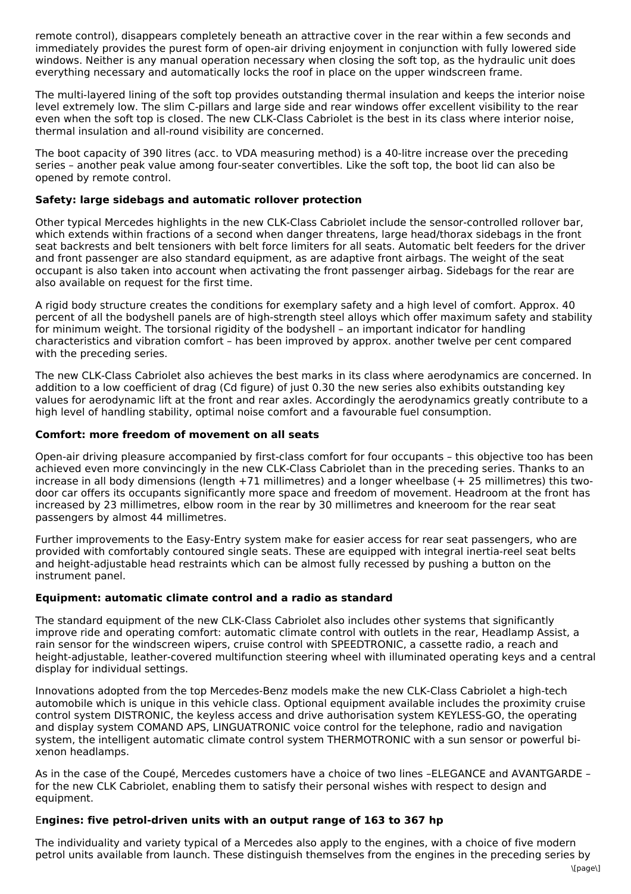remote control), disappears completely beneath an attractive cover in the rear within a few seconds and immediately provides the purest form of open-air driving enjoyment in conjunction with fully lowered side windows. Neither is any manual operation necessary when closing the soft top, as the hydraulic unit does everything necessary and automatically locks the roof in place on the upper windscreen frame.

The multi-layered lining of the soft top provides outstanding thermal insulation and keeps the interior noise level extremely low. The slim C-pillars and large side and rear windows offer excellent visibility to the rear even when the soft top is closed. The new CLK-Class Cabriolet is the best in its class where interior noise, thermal insulation and all-round visibility are concerned.

The boot capacity of 390 litres (acc. to VDA measuring method) is a 40-litre increase over the preceding series – another peak value among four-seater convertibles. Like the soft top, the boot lid can also be opened by remote control.

**Safety: large sidebags and automatic rollover protection**

Other typical Mercedes highlights in the new CLK-Class Cabriolet include the sensor-controlled rollover bar, which extends within fractions of a second when danger threatens, large head/thorax sidebags in the front seat backrests and belt tensioners with belt force limiters for all seats. Automatic belt feeders for the driver and front passenger are also standard equipment, as are adaptive front airbags. The weight of the seat occupant is also taken into account when activating the front passenger airbag. Sidebags for the rear are also available on request for the first time.

A rigid body structure creates the conditions for exemplary safety and a high level of comfort. Approx. 40 percent of all the bodyshell panels are of high-strength steel alloys which offer maximum safety and stability for minimum weight. The torsional rigidity of the bodyshell – an important indicator for handling characteristics and vibration comfort – has been improved by approx. another twelve per cent compared with the preceding series.

The new CLK-Class Cabriolet also achieves the best marks in its class where aerodynamics are concerned. In addition to a low coefficient of drag (Cd figure) of just 0.30 the new series also exhibits outstanding key values for aerodynamic lift at the front and rear axles. Accordingly the aerodynamics greatly contribute to a high level of handling stability, optimal noise comfort and a favourable fuel consumption.

**Comfort: more freedom of movement on all seats**

Open-air driving pleasure accompanied by first-class comfort for four occupants – this objective too has been achieved even more convincingly in the new CLK-Class Cabriolet than in the preceding series. Thanks to an increase in all body dimensions (length +71 millimetres) and a longer wheelbase (+ 25 millimetres) this two-door car offers its occupants significantly more space and freedom of movement. Headroom at the front has increased by 23 millimetres, elbow room in the rear by 30 millimetres and kneeroom for the rear seat passengers by almost 44 millimetres.

Further improvements to the Easy-Entry system make for easier access for rear seat passengers, who are provided with comfortably contoured single seats. These are equipped with integral inertia-reel seat belts and height-adjustable head restraints which can be almost fully recessed by pushing a button on the instrument panel.

**Equipment: automatic climate control and a radio as standard**

The standard equipment of the new CLK-Class Cabriolet also includes other systems that significantly improve ride and operating comfort: automatic climate control with outlets in the rear, Headlamp Assist, a rain sensor for the windscreen wipers, cruise control with SPEEDTRONIC, a cassette radio, a reach and height-adjustable, leather-covered multifunction steering wheel with illuminated operating keys and a central display for individual settings.

Innovations adopted from the top Mercedes-Benz models make the new CLK-Class Cabriolet a high-tech automobile which is unique in this vehicle class. Optional equipment available includes the proximity cruise control system DISTRONIC, the keyless access and drive authorisation system KEYLESS-GO, the operating and display system COMAND APS, LINGUATRONIC voice control for the telephone, radio and navigation system, the intelligent automatic climate control system THERMOTRONIC with a sun sensor or powerful bi-xenon headlamps.

As in the case of the Coupé, Mercedes customers have a choice of two lines –ELEGANCE and AVANTGARDE – for the new CLK Cabriolet, enabling them to satisfy their personal wishes with respect to design and equipment.

E**ngines: five petrol-driven units with an output range of 163 to 367 hp**

The individuality and variety typical of a Mercedes also apply to the engines, with a choice of five modern petrol units available from launch. These distinguish themselves from the engines in the preceding series by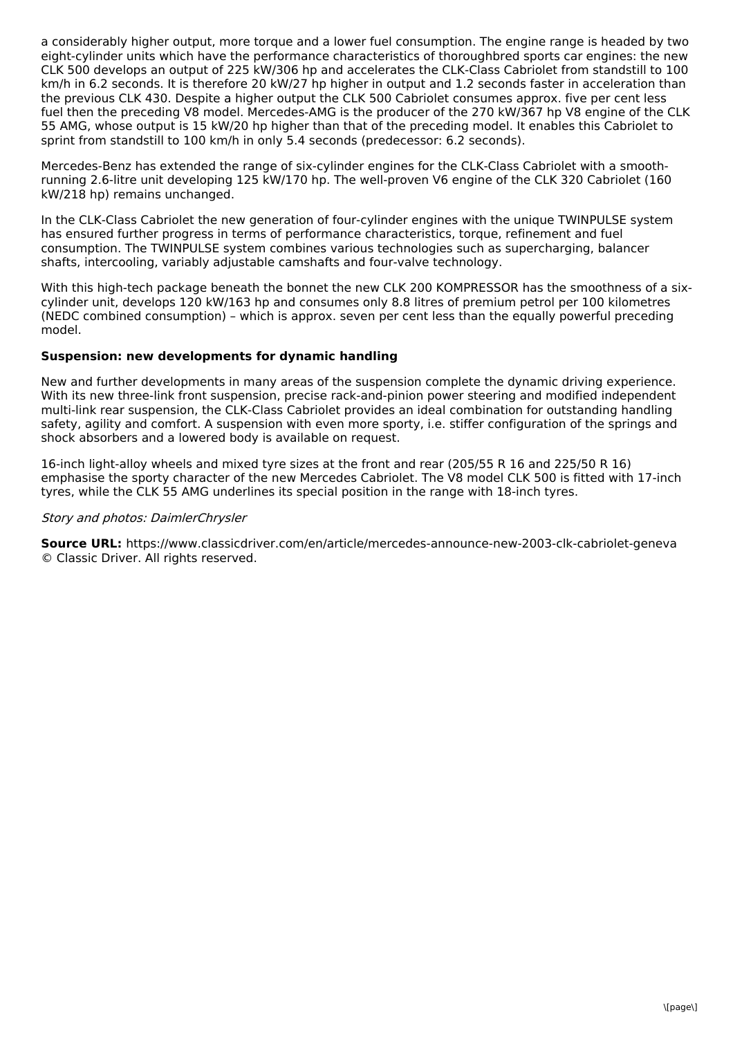a considerably higher output, more torque and a lower fuel consumption. The engine range is headed by two eight-cylinder units which have the performance characteristics of thoroughbred sports car engines: the new CLK 500 develops an output of 225 kW/306 hp and accelerates the CLK-Class Cabriolet from standstill to 100 km/h in 6.2 seconds. It is therefore 20 kW/27 hp higher in output and 1.2 seconds faster in acceleration than the previous CLK 430. Despite a higher output the CLK 500 Cabriolet consumes approx. five per cent less fuel then the preceding V8 model. Mercedes-AMG is the producer of the 270 kW/367 hp V8 engine of the CLK 55 AMG, whose output is 15 kW/20 hp higher than that of the preceding model. It enables this Cabriolet to sprint from standstill to 100 km/h in only 5.4 seconds (predecessor: 6.2 seconds).

Mercedes-Benz has extended the range of six-cylinder engines for the CLK-Class Cabriolet with a smooth-running 2.6-litre unit developing 125 kW/170 hp. The well-proven V6 engine of the CLK 320 Cabriolet (160 kW/218 hp) remains unchanged.

In the CLK-Class Cabriolet the new generation of four-cylinder engines with the unique TWINPULSE system has ensured further progress in terms of performance characteristics, torque, refinement and fuel consumption. The TWINPULSE system combines various technologies such as supercharging, balancer shafts, intercooling, variably adjustable camshafts and four-valve technology.

With this high-tech package beneath the bonnet the new CLK 200 KOMPRESSOR has the smoothness of a six-cylinder unit, develops 120 kW/163 hp and consumes only 8.8 litres of premium petrol per 100 kilometres (NEDC combined consumption) – which is approx. seven per cent less than the equally powerful preceding model.

**Suspension: new developments for dynamic handling**

New and further developments in many areas of the suspension complete the dynamic driving experience. With its new three-link front suspension, precise rack-and-pinion power steering and modified independent multi-link rear suspension, the CLK-Class Cabriolet provides an ideal combination for outstanding handling safety, agility and comfort. A suspension with even more sporty, i.e. stiffer configuration of the springs and shock absorbers and a lowered body is available on request.

16-inch light-alloy wheels and mixed tyre sizes at the front and rear (205/55 R 16 and 225/50 R 16) emphasise the sporty character of the new Mercedes Cabriolet. The V8 model CLK 500 is fitted with 17-inch tyres, while the CLK 55 AMG underlines its special position in the range with 18-inch tyres.

*Story and photos: DaimlerChrysler*

**Source URL:** https://www.classicdriver.com/en/article/mercedes-announce-new-2003-clk-cabriolet-geneva
© Classic Driver. All rights reserved.